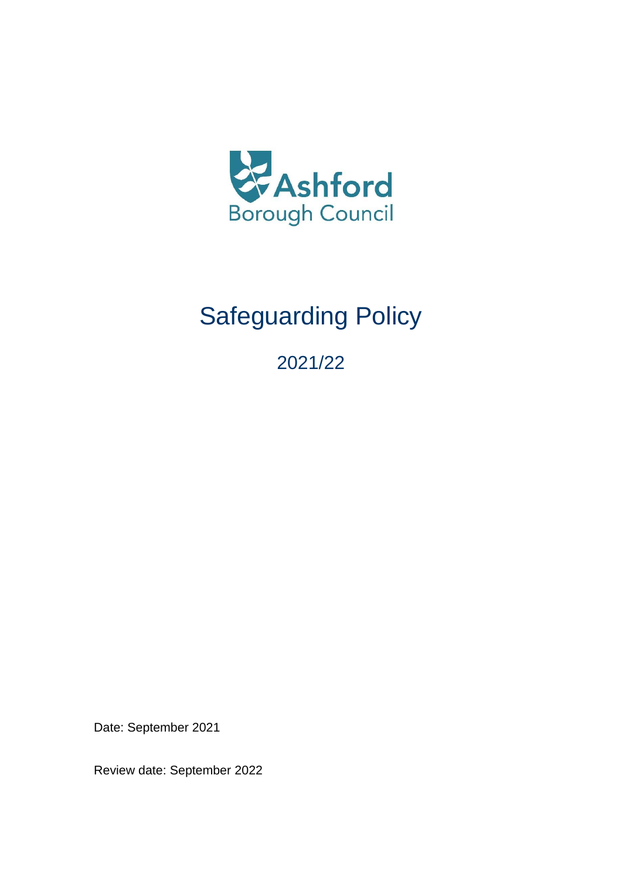Ashford Borough Council

# Safeguarding Policy

## 2021/22

Date: September 2021

Review date: September 2022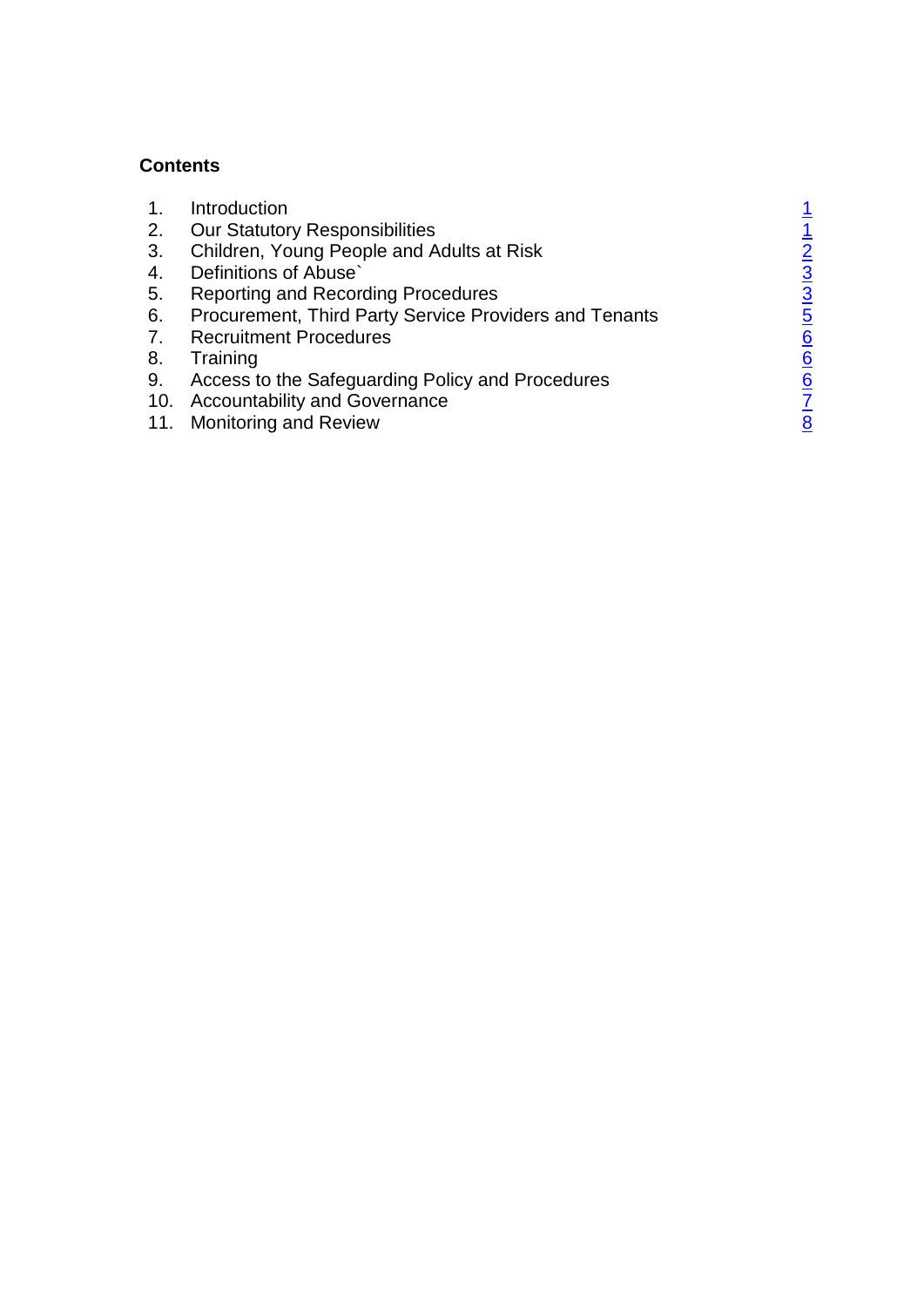**Contents**

| | | |
|---|---|---|
| 1. | Introduction | 1 |
| 2. | Our Statutory Responsibilities | 1 |
| 3. | Children, Young People and Adults at Risk | 2 |
| 4. | Definitions of Abuse` | 3 |
| 5. | Reporting and Recording Procedures | 3 |
| 6. | Procurement, Third Party Service Providers and Tenants | 5 |
| 7. | Recruitment Procedures | 6 |
| 8. | Training | 6 |
| 9. | Access to the Safeguarding Policy and Procedures | 6 |
| 10. | Accountability and Governance | 7 |
| 11. | Monitoring and Review | 8 |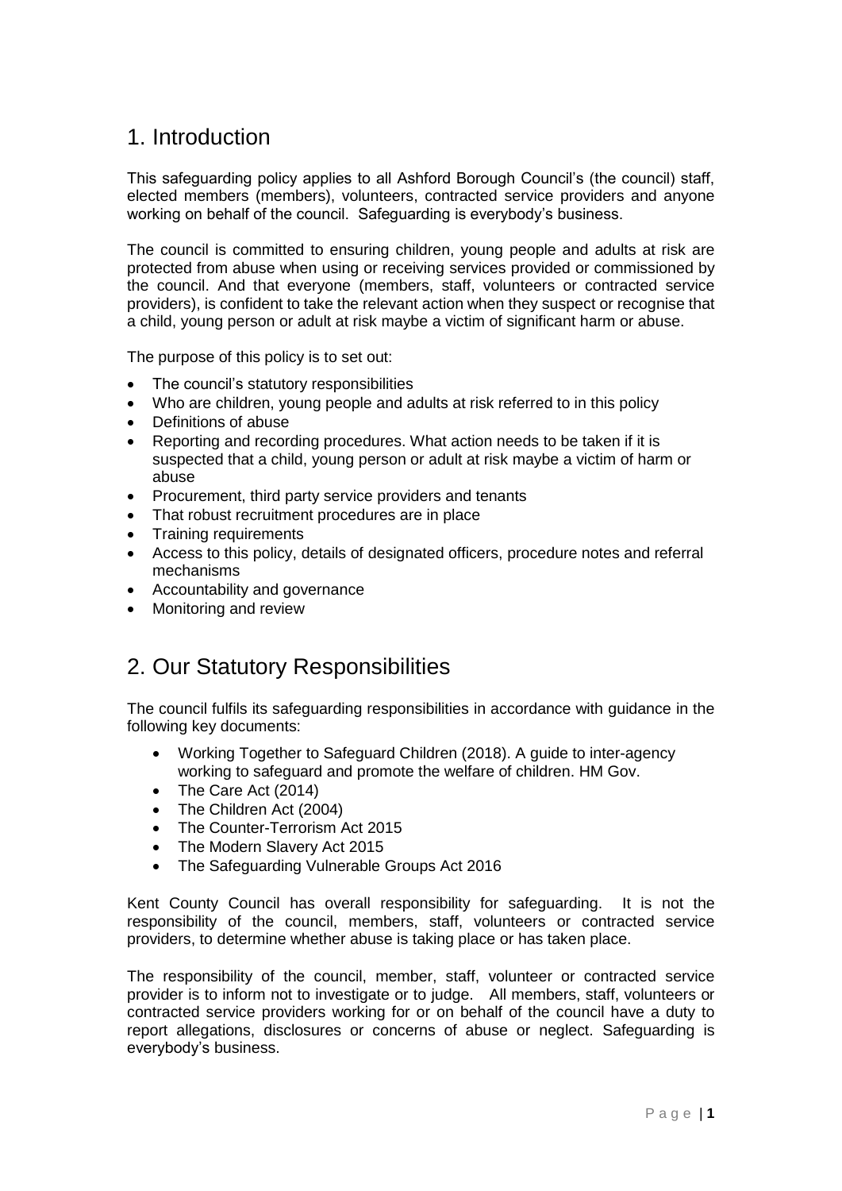## 1. Introduction

This safeguarding policy applies to all Ashford Borough Council's (the council) staff, elected members (members), volunteers, contracted service providers and anyone working on behalf of the council. Safeguarding is everybody's business.

The council is committed to ensuring children, young people and adults at risk are protected from abuse when using or receiving services provided or commissioned by the council. And that everyone (members, staff, volunteers or contracted service providers), is confident to take the relevant action when they suspect or recognise that a child, young person or adult at risk maybe a victim of significant harm or abuse.

The purpose of this policy is to set out:

- The council's statutory responsibilities
- Who are children, young people and adults at risk referred to in this policy
- Definitions of abuse
- Reporting and recording procedures. What action needs to be taken if it is suspected that a child, young person or adult at risk maybe a victim of harm or abuse
- Procurement, third party service providers and tenants
- That robust recruitment procedures are in place
- Training requirements
- Access to this policy, details of designated officers, procedure notes and referral mechanisms
- Accountability and governance
- Monitoring and review

## 2. Our Statutory Responsibilities

The council fulfils its safeguarding responsibilities in accordance with guidance in the following key documents:

- Working Together to Safeguard Children (2018). A guide to inter-agency working to safeguard and promote the welfare of children. HM Gov.
- The Care Act (2014)
- The Children Act (2004)
- The Counter-Terrorism Act 2015
- The Modern Slavery Act 2015
- The Safeguarding Vulnerable Groups Act 2016

Kent County Council has overall responsibility for safeguarding. It is not the responsibility of the council, members, staff, volunteers or contracted service providers, to determine whether abuse is taking place or has taken place.

The responsibility of the council, member, staff, volunteer or contracted service provider is to inform not to investigate or to judge. All members, staff, volunteers or contracted service providers working for or on behalf of the council have a duty to report allegations, disclosures or concerns of abuse or neglect. Safeguarding is everybody's business.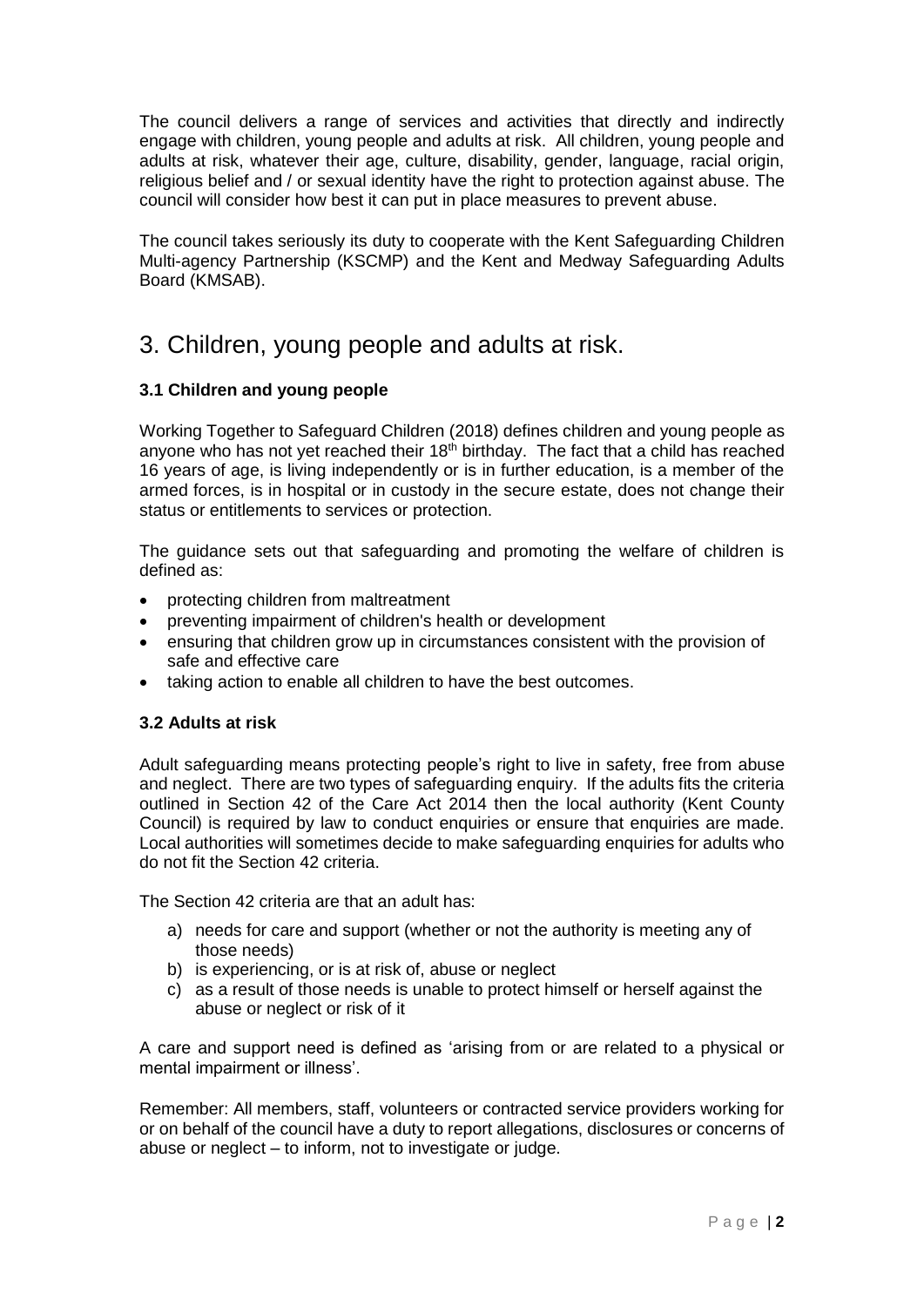The council delivers a range of services and activities that directly and indirectly engage with children, young people and adults at risk. All children, young people and adults at risk, whatever their age, culture, disability, gender, language, racial origin, religious belief and / or sexual identity have the right to protection against abuse. The council will consider how best it can put in place measures to prevent abuse.

The council takes seriously its duty to cooperate with the Kent Safeguarding Children Multi-agency Partnership (KSCMP) and the Kent and Medway Safeguarding Adults Board (KMSAB).

# 3. Children, young people and adults at risk.

### 3.1 Children and young people

Working Together to Safeguard Children (2018) defines children and young people as anyone who has not yet reached their 18th birthday. The fact that a child has reached 16 years of age, is living independently or is in further education, is a member of the armed forces, is in hospital or in custody in the secure estate, does not change their status or entitlements to services or protection.

The guidance sets out that safeguarding and promoting the welfare of children is defined as:

- protecting children from maltreatment
- preventing impairment of children's health or development
- ensuring that children grow up in circumstances consistent with the provision of safe and effective care
- taking action to enable all children to have the best outcomes.

### 3.2 Adults at risk

Adult safeguarding means protecting people's right to live in safety, free from abuse and neglect. There are two types of safeguarding enquiry. If the adults fits the criteria outlined in Section 42 of the Care Act 2014 then the local authority (Kent County Council) is required by law to conduct enquiries or ensure that enquiries are made. Local authorities will sometimes decide to make safeguarding enquiries for adults who do not fit the Section 42 criteria.

The Section 42 criteria are that an adult has:

a) needs for care and support (whether or not the authority is meeting any of those needs)
b) is experiencing, or is at risk of, abuse or neglect
c) as a result of those needs is unable to protect himself or herself against the abuse or neglect or risk of it

A care and support need is defined as 'arising from or are related to a physical or mental impairment or illness'.

Remember: All members, staff, volunteers or contracted service providers working for or on behalf of the council have a duty to report allegations, disclosures or concerns of abuse or neglect – to inform, not to investigate or judge.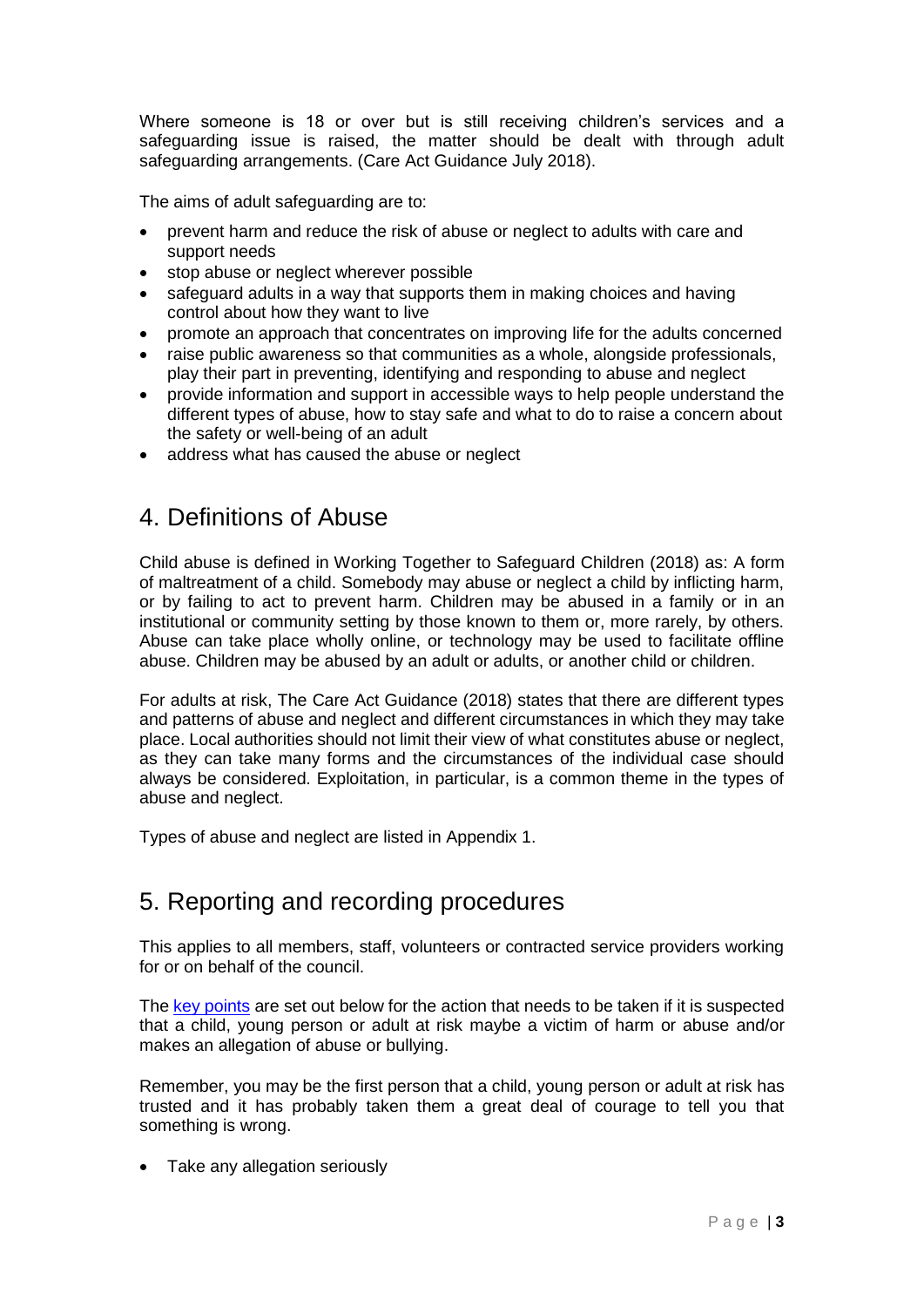Where someone is 18 or over but is still receiving children's services and a safeguarding issue is raised, the matter should be dealt with through adult safeguarding arrangements. (Care Act Guidance July 2018).

The aims of adult safeguarding are to:

- prevent harm and reduce the risk of abuse or neglect to adults with care and support needs
- stop abuse or neglect wherever possible
- safeguard adults in a way that supports them in making choices and having control about how they want to live
- promote an approach that concentrates on improving life for the adults concerned
- raise public awareness so that communities as a whole, alongside professionals, play their part in preventing, identifying and responding to abuse and neglect
- provide information and support in accessible ways to help people understand the different types of abuse, how to stay safe and what to do to raise a concern about the safety or well-being of an adult
- address what has caused the abuse or neglect

## 4. Definitions of Abuse

Child abuse is defined in Working Together to Safeguard Children (2018) as: A form of maltreatment of a child. Somebody may abuse or neglect a child by inflicting harm, or by failing to act to prevent harm. Children may be abused in a family or in an institutional or community setting by those known to them or, more rarely, by others. Abuse can take place wholly online, or technology may be used to facilitate offline abuse. Children may be abused by an adult or adults, or another child or children.

For adults at risk, The Care Act Guidance (2018) states that there are different types and patterns of abuse and neglect and different circumstances in which they may take place. Local authorities should not limit their view of what constitutes abuse or neglect, as they can take many forms and the circumstances of the individual case should always be considered. Exploitation, in particular, is a common theme in the types of abuse and neglect.

Types of abuse and neglect are listed in Appendix 1.

## 5. Reporting and recording procedures

This applies to all members, staff, volunteers or contracted service providers working for or on behalf of the council.

The key points are set out below for the action that needs to be taken if it is suspected that a child, young person or adult at risk maybe a victim of harm or abuse and/or makes an allegation of abuse or bullying.

Remember, you may be the first person that a child, young person or adult at risk has trusted and it has probably taken them a great deal of courage to tell you that something is wrong.

- Take any allegation seriously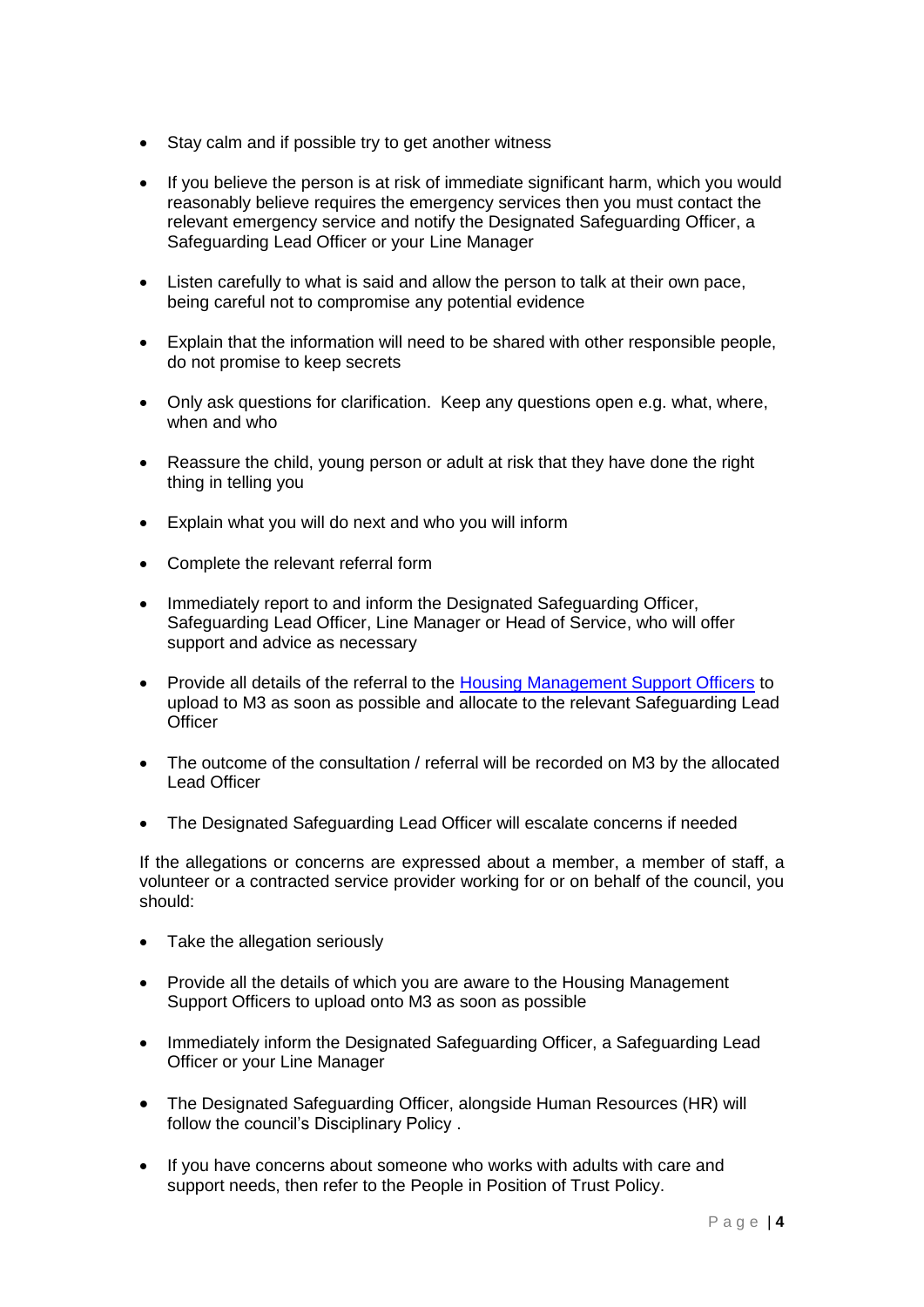- Stay calm and if possible try to get another witness
- If you believe the person is at risk of immediate significant harm, which you would reasonably believe requires the emergency services then you must contact the relevant emergency service and notify the Designated Safeguarding Officer, a Safeguarding Lead Officer or your Line Manager
- Listen carefully to what is said and allow the person to talk at their own pace, being careful not to compromise any potential evidence
- Explain that the information will need to be shared with other responsible people, do not promise to keep secrets
- Only ask questions for clarification. Keep any questions open e.g. what, where, when and who
- Reassure the child, young person or adult at risk that they have done the right thing in telling you
- Explain what you will do next and who you will inform
- Complete the relevant referral form
- Immediately report to and inform the Designated Safeguarding Officer, Safeguarding Lead Officer, Line Manager or Head of Service, who will offer support and advice as necessary
- Provide all details of the referral to the Housing Management Support Officers to upload to M3 as soon as possible and allocate to the relevant Safeguarding Lead Officer
- The outcome of the consultation / referral will be recorded on M3 by the allocated Lead Officer
- The Designated Safeguarding Lead Officer will escalate concerns if needed

If the allegations or concerns are expressed about a member, a member of staff, a volunteer or a contracted service provider working for or on behalf of the council, you should:

- Take the allegation seriously
- Provide all the details of which you are aware to the Housing Management Support Officers to upload onto M3 as soon as possible
- Immediately inform the Designated Safeguarding Officer, a Safeguarding Lead Officer or your Line Manager
- The Designated Safeguarding Officer, alongside Human Resources (HR) will follow the council's Disciplinary Policy .
- If you have concerns about someone who works with adults with care and support needs, then refer to the People in Position of Trust Policy.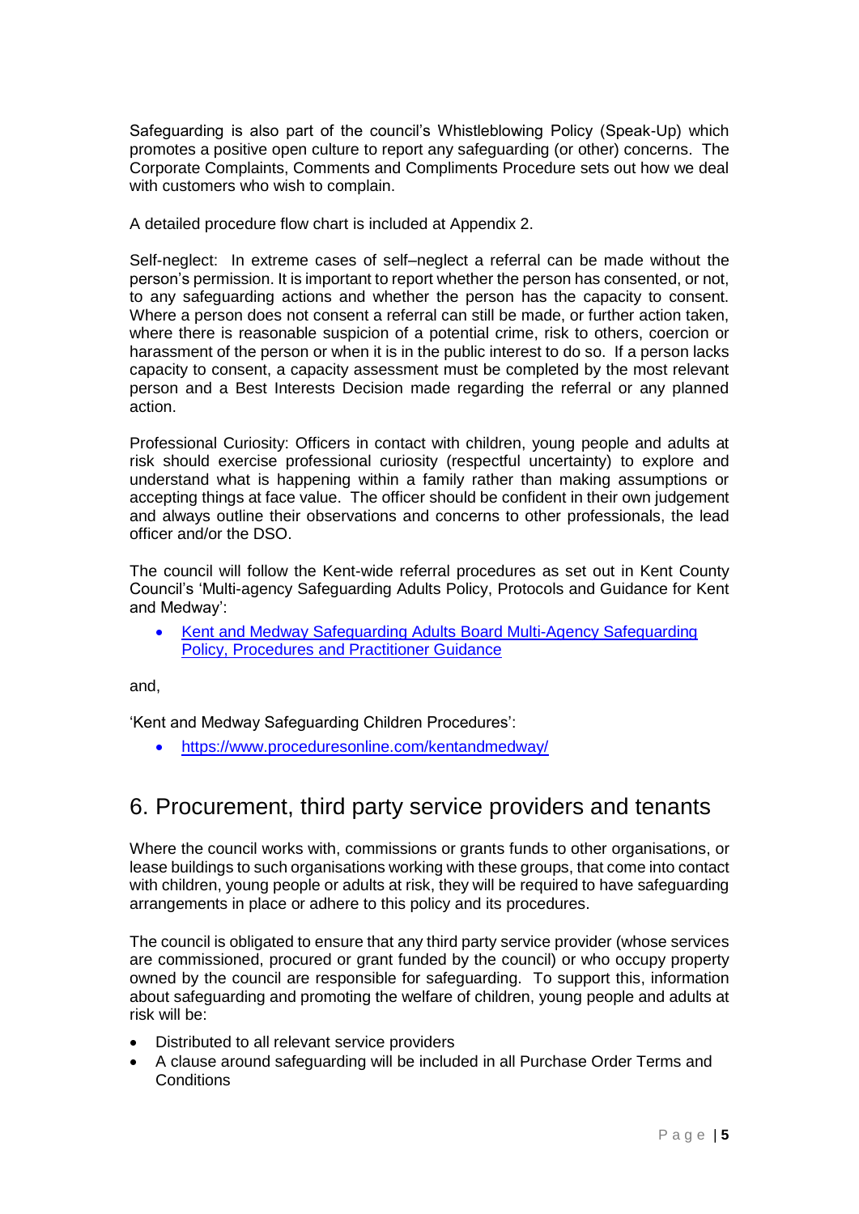Safeguarding is also part of the council's Whistleblowing Policy (Speak-Up) which promotes a positive open culture to report any safeguarding (or other) concerns. The Corporate Complaints, Comments and Compliments Procedure sets out how we deal with customers who wish to complain.

A detailed procedure flow chart is included at Appendix 2.

Self-neglect: In extreme cases of self–neglect a referral can be made without the person's permission. It is important to report whether the person has consented, or not, to any safeguarding actions and whether the person has the capacity to consent. Where a person does not consent a referral can still be made, or further action taken, where there is reasonable suspicion of a potential crime, risk to others, coercion or harassment of the person or when it is in the public interest to do so. If a person lacks capacity to consent, a capacity assessment must be completed by the most relevant person and a Best Interests Decision made regarding the referral or any planned action.

Professional Curiosity: Officers in contact with children, young people and adults at risk should exercise professional curiosity (respectful uncertainty) to explore and understand what is happening within a family rather than making assumptions or accepting things at face value. The officer should be confident in their own judgement and always outline their observations and concerns to other professionals, the lead officer and/or the DSO.

The council will follow the Kent-wide referral procedures as set out in Kent County Council's 'Multi-agency Safeguarding Adults Policy, Protocols and Guidance for Kent and Medway':

- Kent and Medway Safeguarding Adults Board Multi-Agency Safeguarding Policy, Procedures and Practitioner Guidance

and,

'Kent and Medway Safeguarding Children Procedures':

- https://www.proceduresonline.com/kentandmedway/

## 6. Procurement, third party service providers and tenants

Where the council works with, commissions or grants funds to other organisations, or lease buildings to such organisations working with these groups, that come into contact with children, young people or adults at risk, they will be required to have safeguarding arrangements in place or adhere to this policy and its procedures.

The council is obligated to ensure that any third party service provider (whose services are commissioned, procured or grant funded by the council) or who occupy property owned by the council are responsible for safeguarding. To support this, information about safeguarding and promoting the welfare of children, young people and adults at risk will be:

- Distributed to all relevant service providers
- A clause around safeguarding will be included in all Purchase Order Terms and Conditions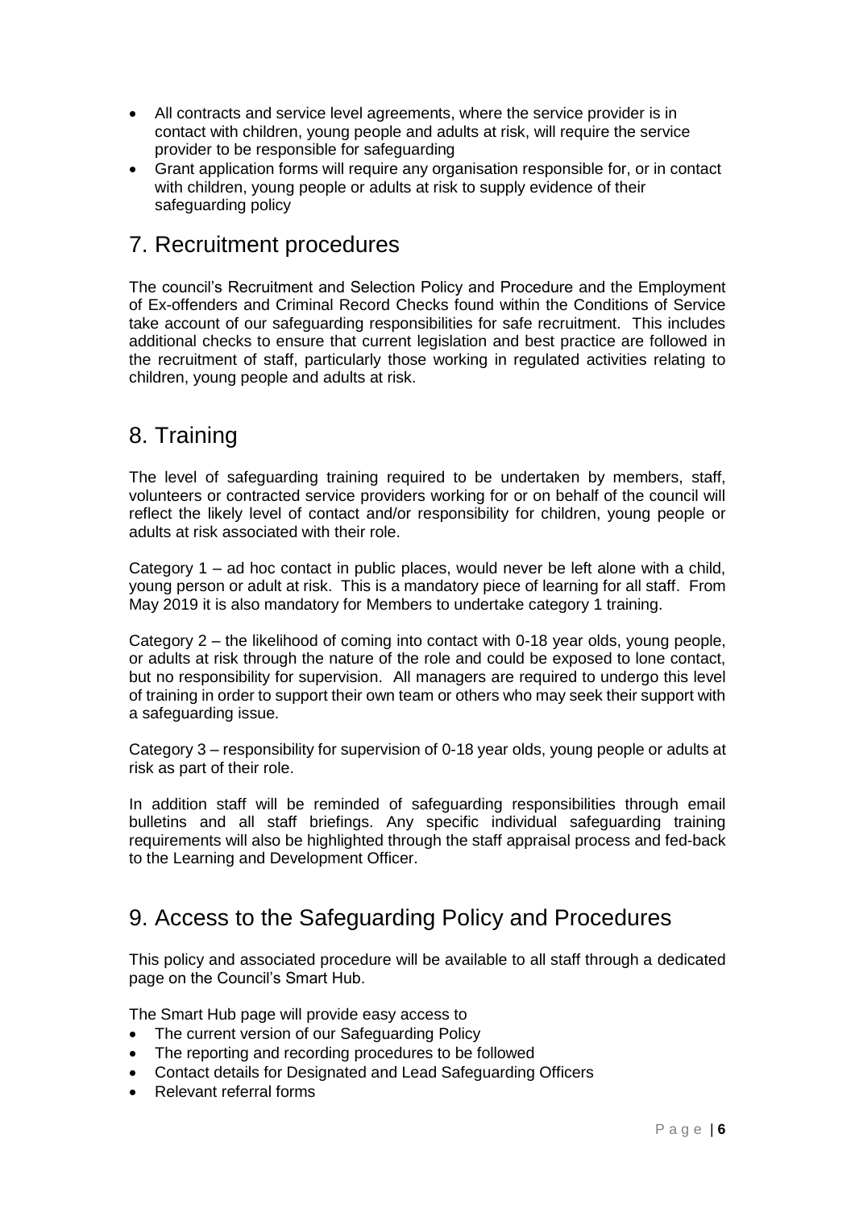- All contracts and service level agreements, where the service provider is in contact with children, young people and adults at risk, will require the service provider to be responsible for safeguarding
- Grant application forms will require any organisation responsible for, or in contact with children, young people or adults at risk to supply evidence of their safeguarding policy

## 7. Recruitment procedures

The council's Recruitment and Selection Policy and Procedure and the Employment of Ex-offenders and Criminal Record Checks found within the Conditions of Service take account of our safeguarding responsibilities for safe recruitment. This includes additional checks to ensure that current legislation and best practice are followed in the recruitment of staff, particularly those working in regulated activities relating to children, young people and adults at risk.

## 8. Training

The level of safeguarding training required to be undertaken by members, staff, volunteers or contracted service providers working for or on behalf of the council will reflect the likely level of contact and/or responsibility for children, young people or adults at risk associated with their role.

Category 1 – ad hoc contact in public places, would never be left alone with a child, young person or adult at risk. This is a mandatory piece of learning for all staff. From May 2019 it is also mandatory for Members to undertake category 1 training.

Category 2 – the likelihood of coming into contact with 0-18 year olds, young people, or adults at risk through the nature of the role and could be exposed to lone contact, but no responsibility for supervision. All managers are required to undergo this level of training in order to support their own team or others who may seek their support with a safeguarding issue.

Category 3 – responsibility for supervision of 0-18 year olds, young people or adults at risk as part of their role.

In addition staff will be reminded of safeguarding responsibilities through email bulletins and all staff briefings. Any specific individual safeguarding training requirements will also be highlighted through the staff appraisal process and fed-back to the Learning and Development Officer.

## 9. Access to the Safeguarding Policy and Procedures

This policy and associated procedure will be available to all staff through a dedicated page on the Council's Smart Hub.

The Smart Hub page will provide easy access to

- The current version of our Safeguarding Policy
- The reporting and recording procedures to be followed
- Contact details for Designated and Lead Safeguarding Officers
- Relevant referral forms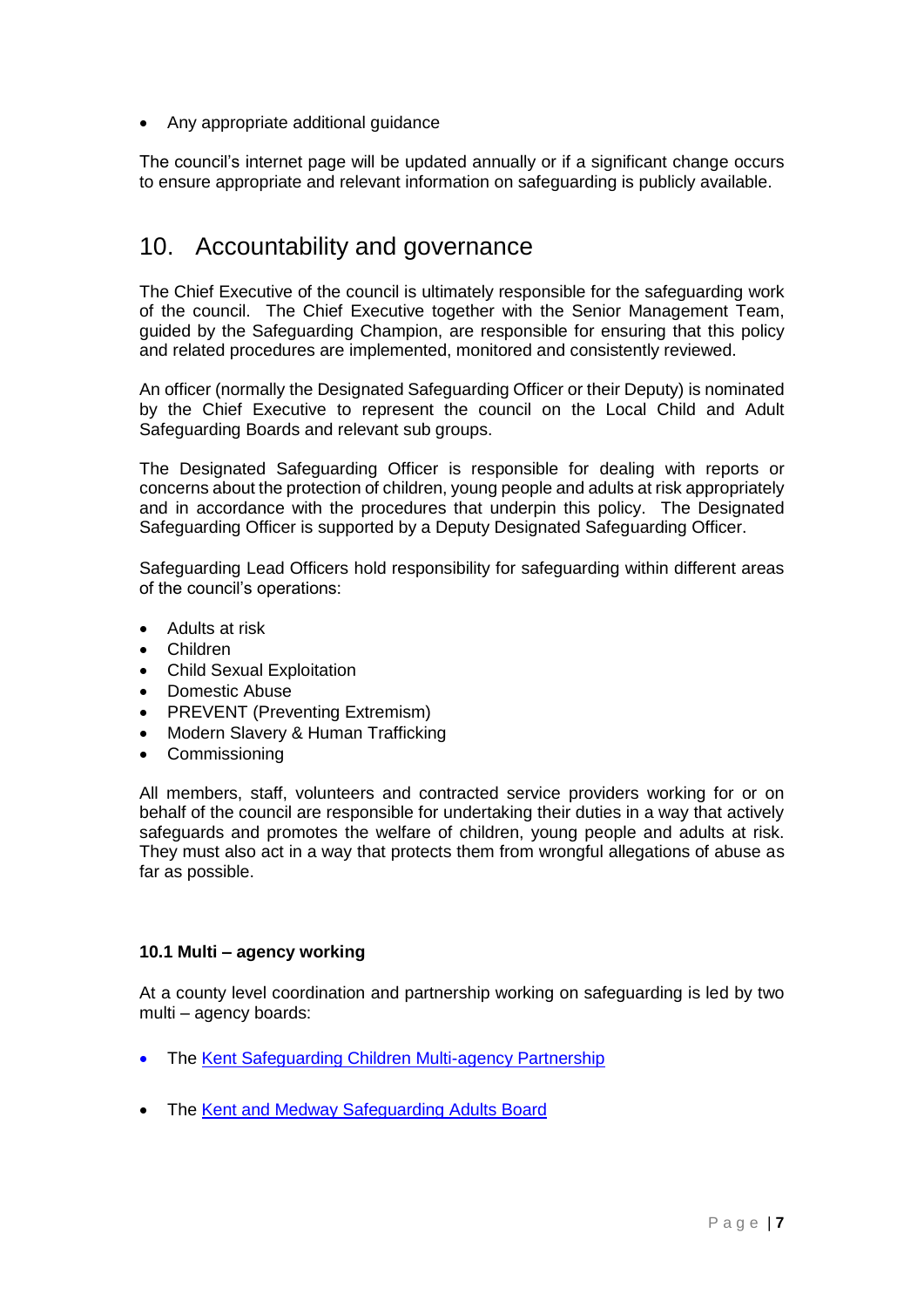- Any appropriate additional guidance

The council's internet page will be updated annually or if a significant change occurs to ensure appropriate and relevant information on safeguarding is publicly available.

## 10. Accountability and governance

The Chief Executive of the council is ultimately responsible for the safeguarding work of the council. The Chief Executive together with the Senior Management Team, guided by the Safeguarding Champion, are responsible for ensuring that this policy and related procedures are implemented, monitored and consistently reviewed.

An officer (normally the Designated Safeguarding Officer or their Deputy) is nominated by the Chief Executive to represent the council on the Local Child and Adult Safeguarding Boards and relevant sub groups.

The Designated Safeguarding Officer is responsible for dealing with reports or concerns about the protection of children, young people and adults at risk appropriately and in accordance with the procedures that underpin this policy. The Designated Safeguarding Officer is supported by a Deputy Designated Safeguarding Officer.

Safeguarding Lead Officers hold responsibility for safeguarding within different areas of the council's operations:

- Adults at risk
- Children
- Child Sexual Exploitation
- Domestic Abuse
- PREVENT (Preventing Extremism)
- Modern Slavery & Human Trafficking
- Commissioning

All members, staff, volunteers and contracted service providers working for or on behalf of the council are responsible for undertaking their duties in a way that actively safeguards and promotes the welfare of children, young people and adults at risk. They must also act in a way that protects them from wrongful allegations of abuse as far as possible.

### 10.1 Multi – agency working

At a county level coordination and partnership working on safeguarding is led by two multi – agency boards:

- The Kent Safeguarding Children Multi-agency Partnership
- The Kent and Medway Safeguarding Adults Board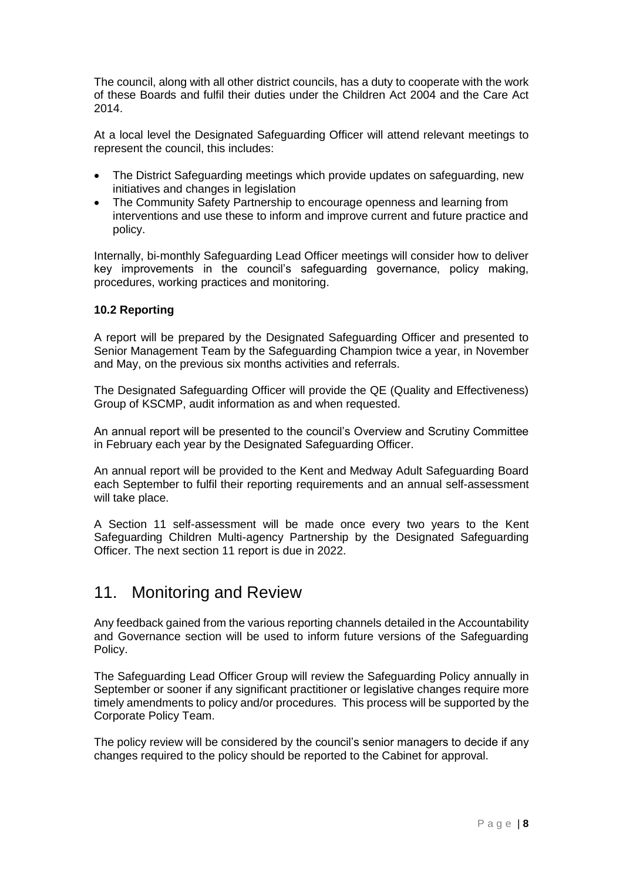The council, along with all other district councils, has a duty to cooperate with the work of these Boards and fulfil their duties under the Children Act 2004 and the Care Act 2014.

At a local level the Designated Safeguarding Officer will attend relevant meetings to represent the council, this includes:

- The District Safeguarding meetings which provide updates on safeguarding, new initiatives and changes in legislation
- The Community Safety Partnership to encourage openness and learning from interventions and use these to inform and improve current and future practice and policy.

Internally, bi-monthly Safeguarding Lead Officer meetings will consider how to deliver key improvements in the council's safeguarding governance, policy making, procedures, working practices and monitoring.

**10.2 Reporting**

A report will be prepared by the Designated Safeguarding Officer and presented to Senior Management Team by the Safeguarding Champion twice a year, in November and May, on the previous six months activities and referrals.

The Designated Safeguarding Officer will provide the QE (Quality and Effectiveness) Group of KSCMP, audit information as and when requested.

An annual report will be presented to the council's Overview and Scrutiny Committee in February each year by the Designated Safeguarding Officer.

An annual report will be provided to the Kent and Medway Adult Safeguarding Board each September to fulfil their reporting requirements and an annual self-assessment will take place.

A Section 11 self-assessment will be made once every two years to the Kent Safeguarding Children Multi-agency Partnership by the Designated Safeguarding Officer. The next section 11 report is due in 2022.

## 11. Monitoring and Review

Any feedback gained from the various reporting channels detailed in the Accountability and Governance section will be used to inform future versions of the Safeguarding Policy.

The Safeguarding Lead Officer Group will review the Safeguarding Policy annually in September or sooner if any significant practitioner or legislative changes require more timely amendments to policy and/or procedures. This process will be supported by the Corporate Policy Team.

The policy review will be considered by the council's senior managers to decide if any changes required to the policy should be reported to the Cabinet for approval.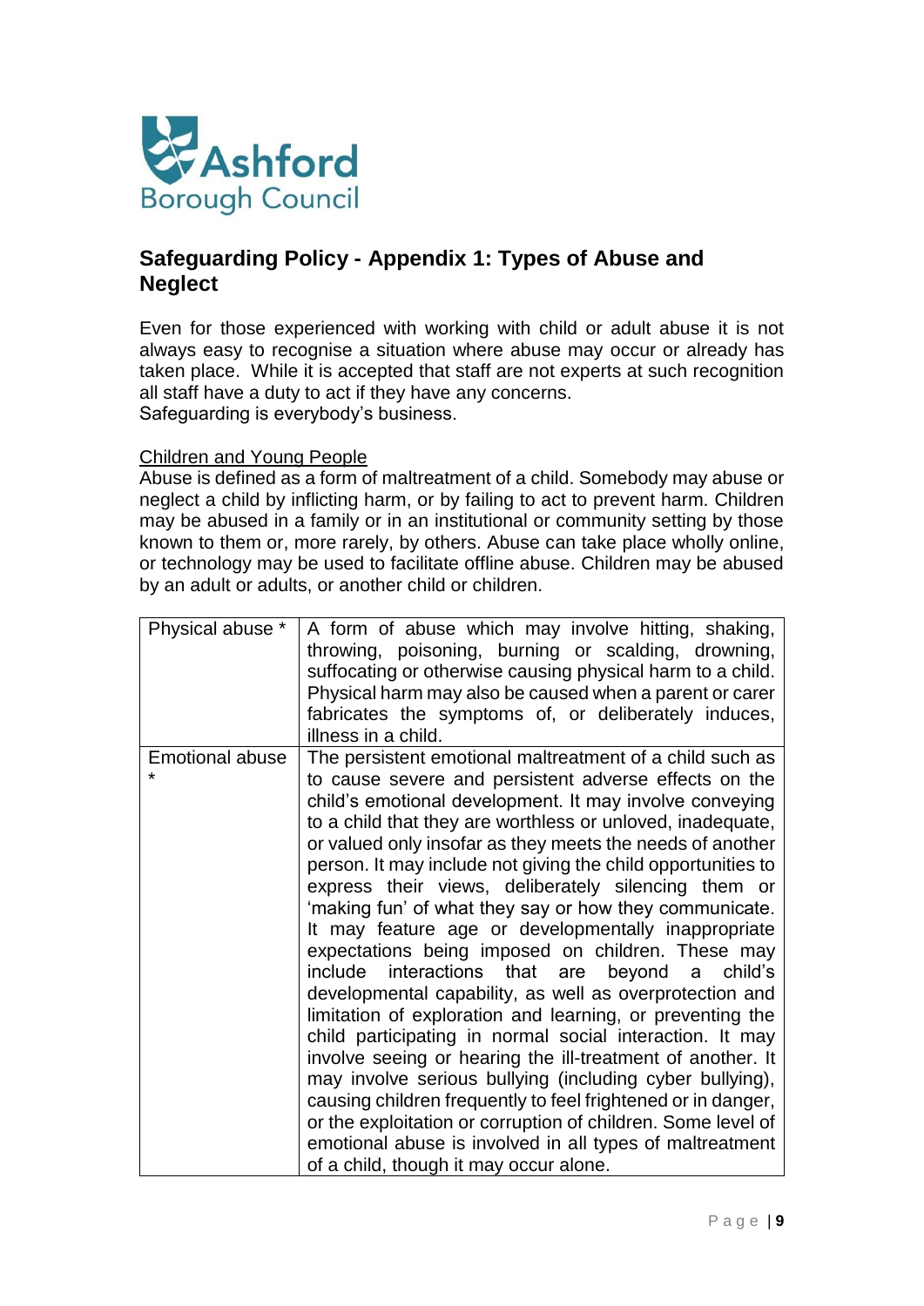Ashford Borough Council

## Safeguarding Policy - Appendix 1: Types of Abuse and Neglect

Even for those experienced with working with child or adult abuse it is not always easy to recognise a situation where abuse may occur or already has taken place. While it is accepted that staff are not experts at such recognition all staff have a duty to act if they have any concerns.
Safeguarding is everybody's business.

<u>Children and Young People</u>
Abuse is defined as a form of maltreatment of a child. Somebody may abuse or neglect a child by inflicting harm, or by failing to act to prevent harm. Children may be abused in a family or in an institutional or community setting by those known to them or, more rarely, by others. Abuse can take place wholly online, or technology may be used to facilitate offline abuse. Children may be abused by an adult or adults, or another child or children.

| | |
|---|---|
| Physical abuse * | A form of abuse which may involve hitting, shaking, throwing, poisoning, burning or scalding, drowning, suffocating or otherwise causing physical harm to a child. Physical harm may also be caused when a parent or carer fabricates the symptoms of, or deliberately induces, illness in a child. |
| Emotional abuse * | The persistent emotional maltreatment of a child such as to cause severe and persistent adverse effects on the child's emotional development. It may involve conveying to a child that they are worthless or unloved, inadequate, or valued only insofar as they meets the needs of another person. It may include not giving the child opportunities to express their views, deliberately silencing them or 'making fun' of what they say or how they communicate. It may feature age or developmentally inappropriate expectations being imposed on children. These may include interactions that are beyond a child's developmental capability, as well as overprotection and limitation of exploration and learning, or preventing the child participating in normal social interaction. It may involve seeing or hearing the ill-treatment of another. It may involve serious bullying (including cyber bullying), causing children frequently to feel frightened or in danger, or the exploitation or corruption of children. Some level of emotional abuse is involved in all types of maltreatment of a child, though it may occur alone. |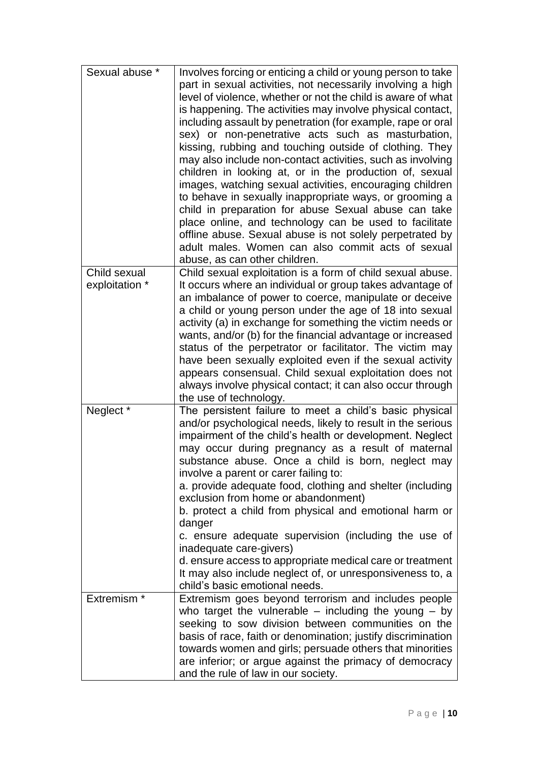| | |
|---|---|
| Sexual abuse * | Involves forcing or enticing a child or young person to take part in sexual activities, not necessarily involving a high level of violence, whether or not the child is aware of what is happening. The activities may involve physical contact, including assault by penetration (for example, rape or oral sex) or non-penetrative acts such as masturbation, kissing, rubbing and touching outside of clothing. They may also include non-contact activities, such as involving children in looking at, or in the production of, sexual images, watching sexual activities, encouraging children to behave in sexually inappropriate ways, or grooming a child in preparation for abuse Sexual abuse can take place online, and technology can be used to facilitate offline abuse. Sexual abuse is not solely perpetrated by adult males. Women can also commit acts of sexual abuse, as can other children. |
| Child sexual exploitation * | Child sexual exploitation is a form of child sexual abuse. It occurs where an individual or group takes advantage of an imbalance of power to coerce, manipulate or deceive a child or young person under the age of 18 into sexual activity (a) in exchange for something the victim needs or wants, and/or (b) for the financial advantage or increased status of the perpetrator or facilitator. The victim may have been sexually exploited even if the sexual activity appears consensual. Child sexual exploitation does not always involve physical contact; it can also occur through the use of technology. |
| Neglect * | The persistent failure to meet a child's basic physical and/or psychological needs, likely to result in the serious impairment of the child's health or development. Neglect may occur during pregnancy as a result of maternal substance abuse. Once a child is born, neglect may involve a parent or carer failing to:<br>a. provide adequate food, clothing and shelter (including exclusion from home or abandonment)<br>b. protect a child from physical and emotional harm or danger<br>c. ensure adequate supervision (including the use of inadequate care-givers)<br>d. ensure access to appropriate medical care or treatment<br>It may also include neglect of, or unresponsiveness to, a child's basic emotional needs. |
| Extremism * | Extremism goes beyond terrorism and includes people who target the vulnerable – including the young – by seeking to sow division between communities on the basis of race, faith or denomination; justify discrimination towards women and girls; persuade others that minorities are inferior; or argue against the primacy of democracy and the rule of law in our society. |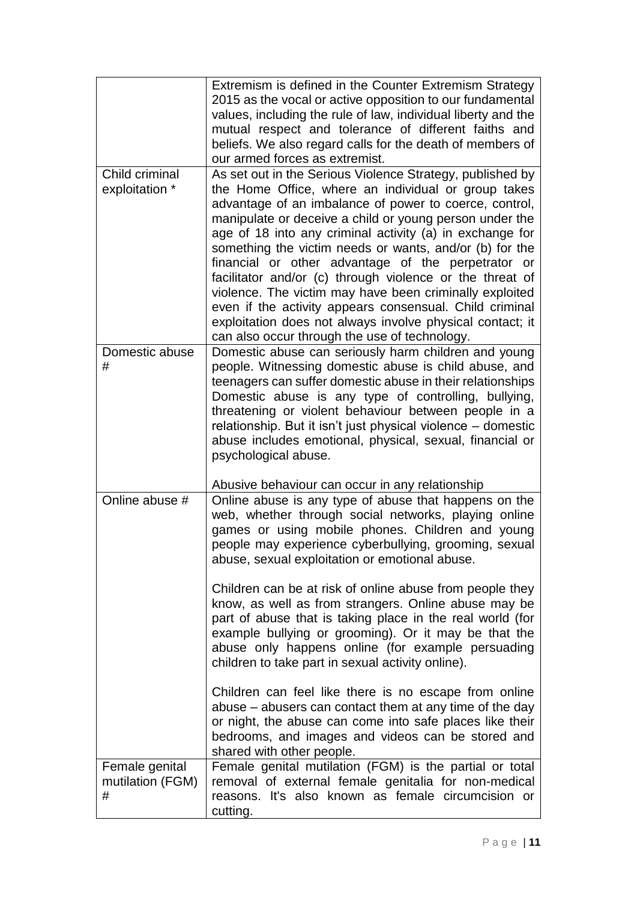| | |
|---|---|
| | Extremism is defined in the Counter Extremism Strategy 2015 as the vocal or active opposition to our fundamental values, including the rule of law, individual liberty and the mutual respect and tolerance of different faiths and beliefs. We also regard calls for the death of members of our armed forces as extremist. |
| Child criminal exploitation * | As set out in the Serious Violence Strategy, published by the Home Office, where an individual or group takes advantage of an imbalance of power to coerce, control, manipulate or deceive a child or young person under the age of 18 into any criminal activity (a) in exchange for something the victim needs or wants, and/or (b) for the financial or other advantage of the perpetrator or facilitator and/or (c) through violence or the threat of violence. The victim may have been criminally exploited even if the activity appears consensual. Child criminal exploitation does not always involve physical contact; it can also occur through the use of technology. |
| Domestic abuse # | Domestic abuse can seriously harm children and young people. Witnessing domestic abuse is child abuse, and teenagers can suffer domestic abuse in their relationships Domestic abuse is any type of controlling, bullying, threatening or violent behaviour between people in a relationship. But it isn't just physical violence – domestic abuse includes emotional, physical, sexual, financial or psychological abuse.<br><br>Abusive behaviour can occur in any relationship |
| Online abuse # | Online abuse is any type of abuse that happens on the web, whether through social networks, playing online games or using mobile phones. Children and young people may experience cyberbullying, grooming, sexual abuse, sexual exploitation or emotional abuse.<br><br>Children can be at risk of online abuse from people they know, as well as from strangers. Online abuse may be part of abuse that is taking place in the real world (for example bullying or grooming). Or it may be that the abuse only happens online (for example persuading children to take part in sexual activity online).<br><br>Children can feel like there is no escape from online abuse – abusers can contact them at any time of the day or night, the abuse can come into safe places like their bedrooms, and images and videos can be stored and shared with other people. |
| Female genital mutilation (FGM) # | Female genital mutilation (FGM) is the partial or total removal of external female genitalia for non-medical reasons. It's also known as female circumcision or cutting. |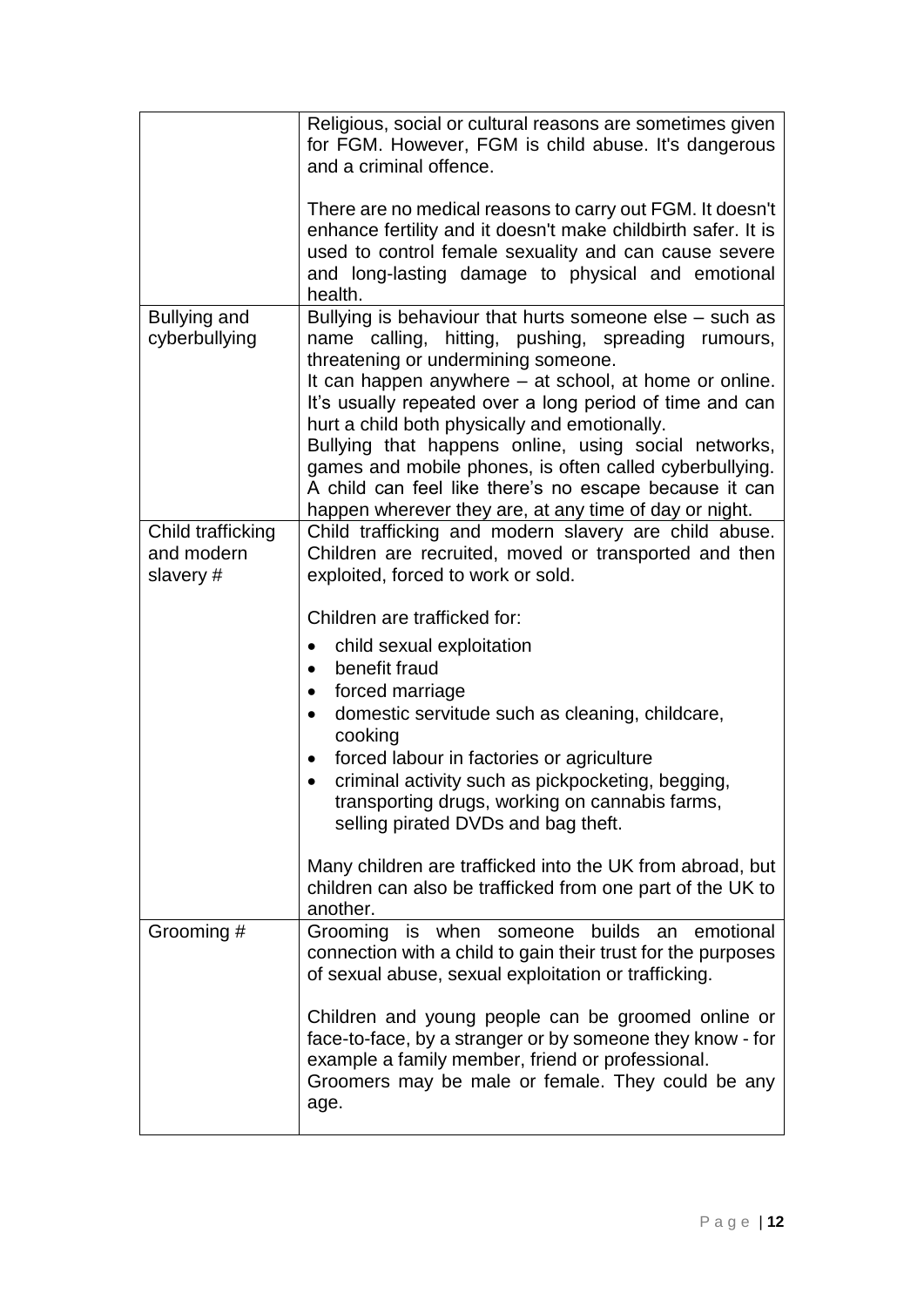| | |
|---|---|
| | Religious, social or cultural reasons are sometimes given for FGM. However, FGM is child abuse. It's dangerous and a criminal offence.<br><br>There are no medical reasons to carry out FGM. It doesn't enhance fertility and it doesn't make childbirth safer. It is used to control female sexuality and can cause severe and long-lasting damage to physical and emotional health. |
| Bullying and cyberbullying | Bullying is behaviour that hurts someone else – such as name calling, hitting, pushing, spreading rumours, threatening or undermining someone.<br>It can happen anywhere – at school, at home or online. It's usually repeated over a long period of time and can hurt a child both physically and emotionally.<br>Bullying that happens online, using social networks, games and mobile phones, is often called cyberbullying. A child can feel like there's no escape because it can happen wherever they are, at any time of day or night. |
| Child trafficking and modern slavery # | Child trafficking and modern slavery are child abuse. Children are recruited, moved or transported and then exploited, forced to work or sold.<br><br>Children are trafficked for:<br>• child sexual exploitation<br>• benefit fraud<br>• forced marriage<br>• domestic servitude such as cleaning, childcare, cooking<br>• forced labour in factories or agriculture<br>• criminal activity such as pickpocketing, begging, transporting drugs, working on cannabis farms, selling pirated DVDs and bag theft.<br><br>Many children are trafficked into the UK from abroad, but children can also be trafficked from one part of the UK to another. |
| Grooming # | Grooming is when someone builds an emotional connection with a child to gain their trust for the purposes of sexual abuse, sexual exploitation or trafficking.<br><br>Children and young people can be groomed online or face-to-face, by a stranger or by someone they know - for example a family member, friend or professional.<br>Groomers may be male or female. They could be any age. |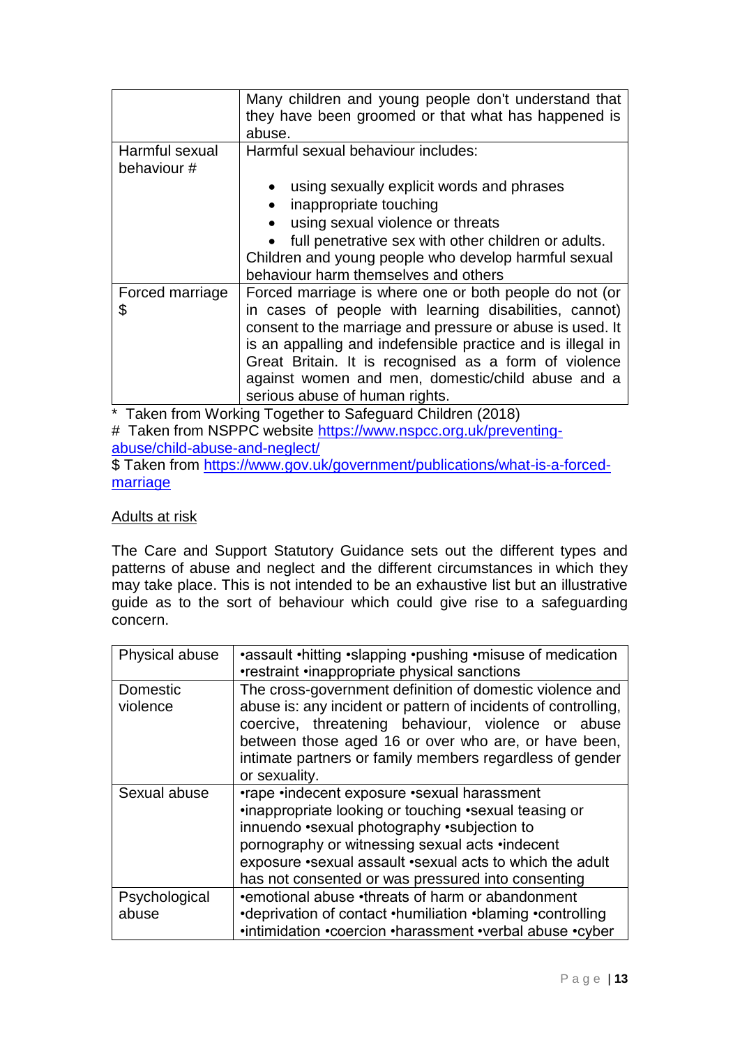|  |  |
|---|---|
|  | Many children and young people don't understand that they have been groomed or that what has happened is abuse. |
| Harmful sexual behaviour # | Harmful sexual behaviour includes:<br><br>• using sexually explicit words and phrases<br>• inappropriate touching<br>• using sexual violence or threats<br>• full penetrative sex with other children or adults.<br><br>Children and young people who develop harmful sexual behaviour harm themselves and others |
| Forced marriage $ | Forced marriage is where one or both people do not (or in cases of people with learning disabilities, cannot) consent to the marriage and pressure or abuse is used. It is an appalling and indefensible practice and is illegal in Great Britain. It is recognised as a form of violence against women and men, domestic/child abuse and a serious abuse of human rights. |

\* Taken from Working Together to Safeguard Children (2018)

\# Taken from NSPCC website [https://www.nspcc.org.uk/preventing-abuse/child-abuse-and-neglect/](https://www.nspcc.org.uk/preventing-abuse/child-abuse-and-neglect/)

$ Taken from [https://www.gov.uk/government/publications/what-is-a-forced-marriage](https://www.gov.uk/government/publications/what-is-a-forced-marriage)

<u>Adults at risk</u>

The Care and Support Statutory Guidance sets out the different types and patterns of abuse and neglect and the different circumstances in which they may take place. This is not intended to be an exhaustive list but an illustrative guide as to the sort of behaviour which could give rise to a safeguarding concern.

|  |  |
|---|---|
| Physical abuse | •assault •hitting •slapping •pushing •misuse of medication •restraint •inappropriate physical sanctions |
| Domestic violence | The cross-government definition of domestic violence and abuse is: any incident or pattern of incidents of controlling, coercive, threatening behaviour, violence or abuse between those aged 16 or over who are, or have been, intimate partners or family members regardless of gender or sexuality. |
| Sexual abuse | •rape •indecent exposure •sexual harassment •inappropriate looking or touching •sexual teasing or innuendo •sexual photography •subjection to pornography or witnessing sexual acts •indecent exposure •sexual assault •sexual acts to which the adult has not consented or was pressured into consenting |
| Psychological abuse | •emotional abuse •threats of harm or abandonment •deprivation of contact •humiliation •blaming •controlling •intimidation •coercion •harassment •verbal abuse •cyber |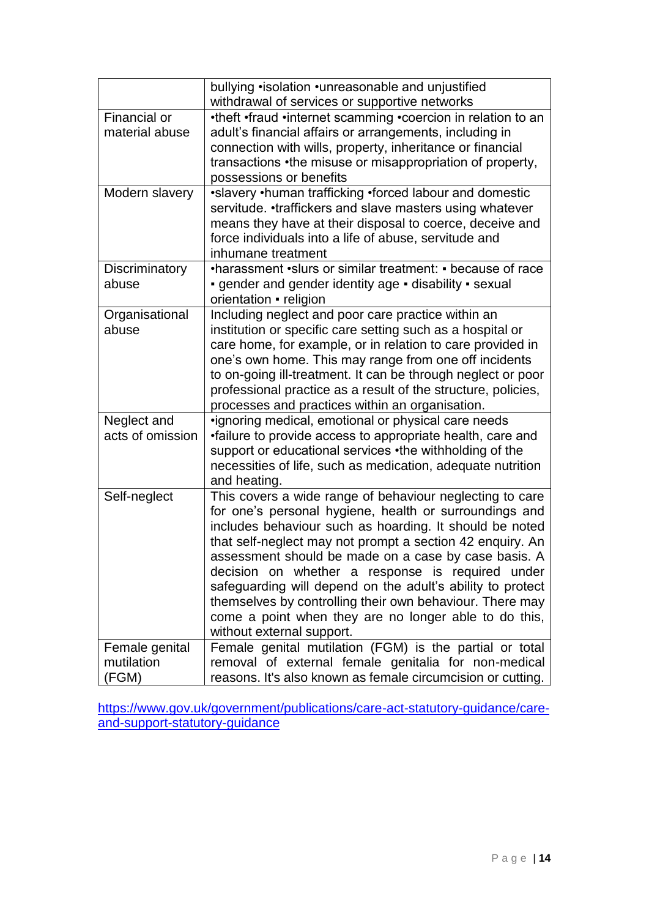| | |
|---|---|
| | bullying •isolation •unreasonable and unjustified withdrawal of services or supportive networks |
| Financial or material abuse | •theft •fraud •internet scamming •coercion in relation to an adult's financial affairs or arrangements, including in connection with wills, property, inheritance or financial transactions •the misuse or misappropriation of property, possessions or benefits |
| Modern slavery | •slavery •human trafficking •forced labour and domestic servitude. •traffickers and slave masters using whatever means they have at their disposal to coerce, deceive and force individuals into a life of abuse, servitude and inhumane treatment |
| Discriminatory abuse | •harassment •slurs or similar treatment: ▪ because of race ▪ gender and gender identity age ▪ disability ▪ sexual orientation ▪ religion |
| Organisational abuse | Including neglect and poor care practice within an institution or specific care setting such as a hospital or care home, for example, or in relation to care provided in one's own home. This may range from one off incidents to on-going ill-treatment. It can be through neglect or poor professional practice as a result of the structure, policies, processes and practices within an organisation. |
| Neglect and acts of omission | •ignoring medical, emotional or physical care needs •failure to provide access to appropriate health, care and support or educational services •the withholding of the necessities of life, such as medication, adequate nutrition and heating. |
| Self-neglect | This covers a wide range of behaviour neglecting to care for one's personal hygiene, health or surroundings and includes behaviour such as hoarding. It should be noted that self-neglect may not prompt a section 42 enquiry. An assessment should be made on a case by case basis. A decision on whether a response is required under safeguarding will depend on the adult's ability to protect themselves by controlling their own behaviour. There may come a point when they are no longer able to do this, without external support. |
| Female genital mutilation (FGM) | Female genital mutilation (FGM) is the partial or total removal of external female genitalia for non-medical reasons. It's also known as female circumcision or cutting. |

https://www.gov.uk/government/publications/care-act-statutory-guidance/care-and-support-statutory-guidance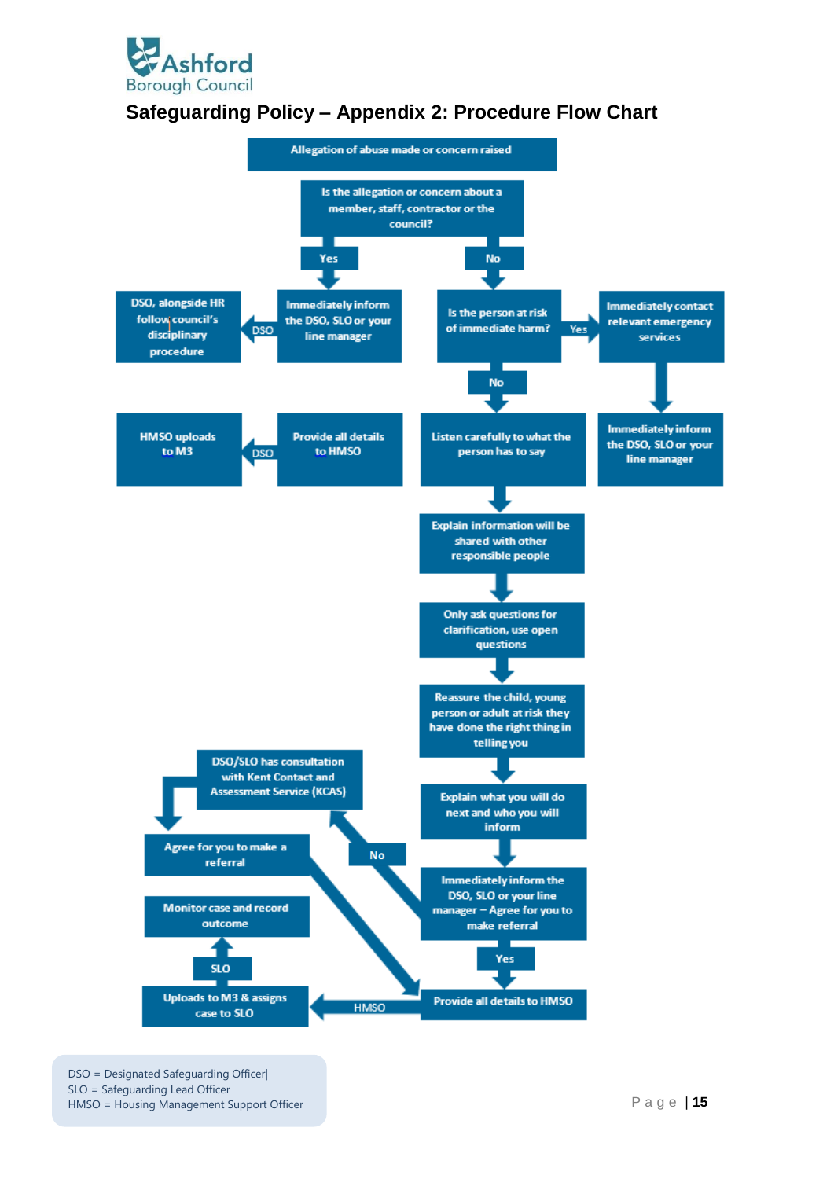# Safeguarding Policy – Appendix 2: Procedure Flow Chart

Allegation of abuse made or concern raised

Is the allegation or concern about a member, staff, contractor or the council?

Yes

No

DSO, alongside HR follow council's disciplinary procedure

DSO

Immediately inform the DSO, SLO or your line manager

Is the person at risk of immediate harm?

Yes

Immediately contact relevant emergency services

No

HMSO uploads to M3

DSO

Provide all details to HMSO

Listen carefully to what the person has to say

Immediately inform the DSO, SLO or your line manager

Explain information will be shared with other responsible people

Only ask questions for clarification, use open questions

Reassure the child, young person or adult at risk they have done the right thing in telling you

DSO/SLO has consultation with Kent Contact and Assessment Service (KCAS)

Explain what you will do next and who you will inform

Agree for you to make a referral

No

Immediately inform the DSO, SLO or your line manager – Agree for you to make referral

Monitor case and record outcome

Yes

SLO

Uploads to M3 & assigns case to SLO

HMSO

Provide all details to HMSO

DSO = Designated Safeguarding Officer
SLO = Safeguarding Lead Officer
HMSO = Housing Management Support Officer